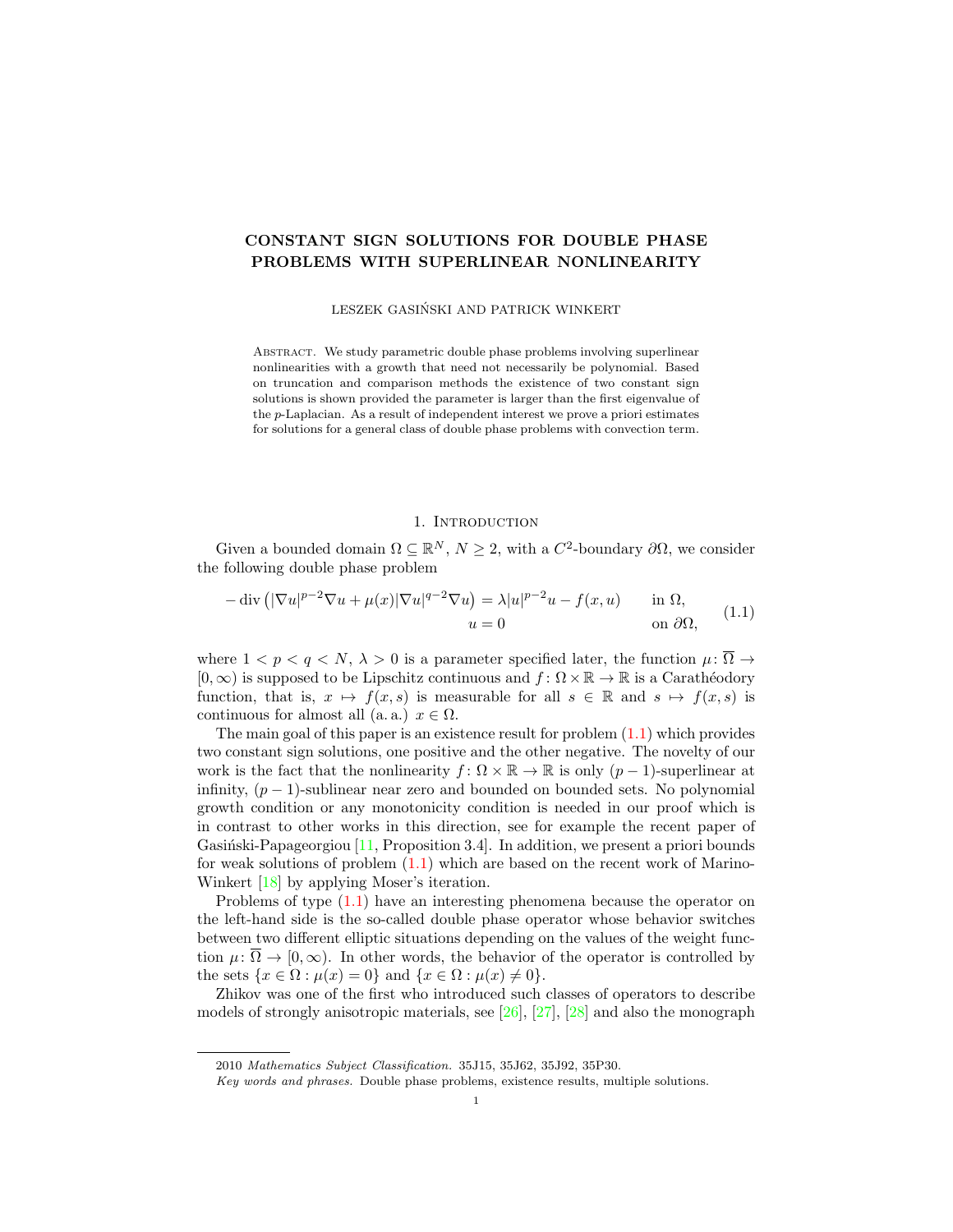# CONSTANT SIGN SOLUTIONS FOR DOUBLE PHASE PROBLEMS WITH SUPERLINEAR NONLINEARITY

LESZEK GASIŃSKI AND PATRICK WINKERT

Abstract. We study parametric double phase problems involving superlinear nonlinearities with a growth that need not necessarily be polynomial. Based on truncation and comparison methods the existence of two constant sign solutions is shown provided the parameter is larger than the first eigenvalue of the $p$-Laplacian. As a result of independent interest we prove a priori estimates for solutions for a general class of double phase problems with convection term.

## 1. Introduction

Given a bounded domain $\Omega \subseteq \mathbb{R}^N$, $N \geq 2$, with a $C^2$-boundary $\partial\Omega$, we consider the following double phase problem

$$
\begin{aligned}
-\operatorname{div}\left(|\nabla u|^{p-2}\nabla u + \mu(x)|\nabla u|^{q-2}\nabla u\right) &= \lambda |u|^{p-2}u - f(x,u) \qquad && \text{in } \Omega,\\
u &= 0 && \text{on } \partial\Omega,
\end{aligned}
\tag{1.1}
$$

where $1 < p < q < N$, $\lambda > 0$ is a parameter specified later, the function $\mu\colon \overline{\Omega} \to [0,\infty)$ is supposed to be Lipschitz continuous and $f\colon \Omega \times \mathbb{R} \to \mathbb{R}$ is a Carathéodory function, that is, $x \mapsto f(x,s)$ is measurable for all $s \in \mathbb{R}$ and $s \mapsto f(x,s)$ is continuous for almost all (a. a.) $x \in \Omega$.

The main goal of this paper is an existence result for problem (1.1) which provides two constant sign solutions, one positive and the other negative. The novelty of our work is the fact that the nonlinearity $f\colon \Omega \times \mathbb{R} \to \mathbb{R}$ is only $(p-1)$-superlinear at infinity, $(p-1)$-sublinear near zero and bounded on bounded sets. No polynomial growth condition or any monotonicity condition is needed in our proof which is in contrast to other works in this direction, see for example the recent paper of Gasiński-Papageorgiou [11, Proposition 3.4]. In addition, we present a priori bounds for weak solutions of problem (1.1) which are based on the recent work of Marino-Winkert [18] by applying Moser's iteration.

Problems of type (1.1) have an interesting phenomena because the operator on the left-hand side is the so-called double phase operator whose behavior switches between two different elliptic situations depending on the values of the weight function $\mu\colon \overline{\Omega} \to [0,\infty)$. In other words, the behavior of the operator is controlled by the sets $\{x \in \Omega : \mu(x) = 0\}$ and $\{x \in \Omega : \mu(x) \neq 0\}$.

Zhikov was one of the first who introduced such classes of operators to describe models of strongly anisotropic materials, see [26], [27], [28] and also the monograph

2010 *Mathematics Subject Classification.* 35J15, 35J62, 35J92, 35P30.

*Key words and phrases.* Double phase problems, existence results, multiple solutions.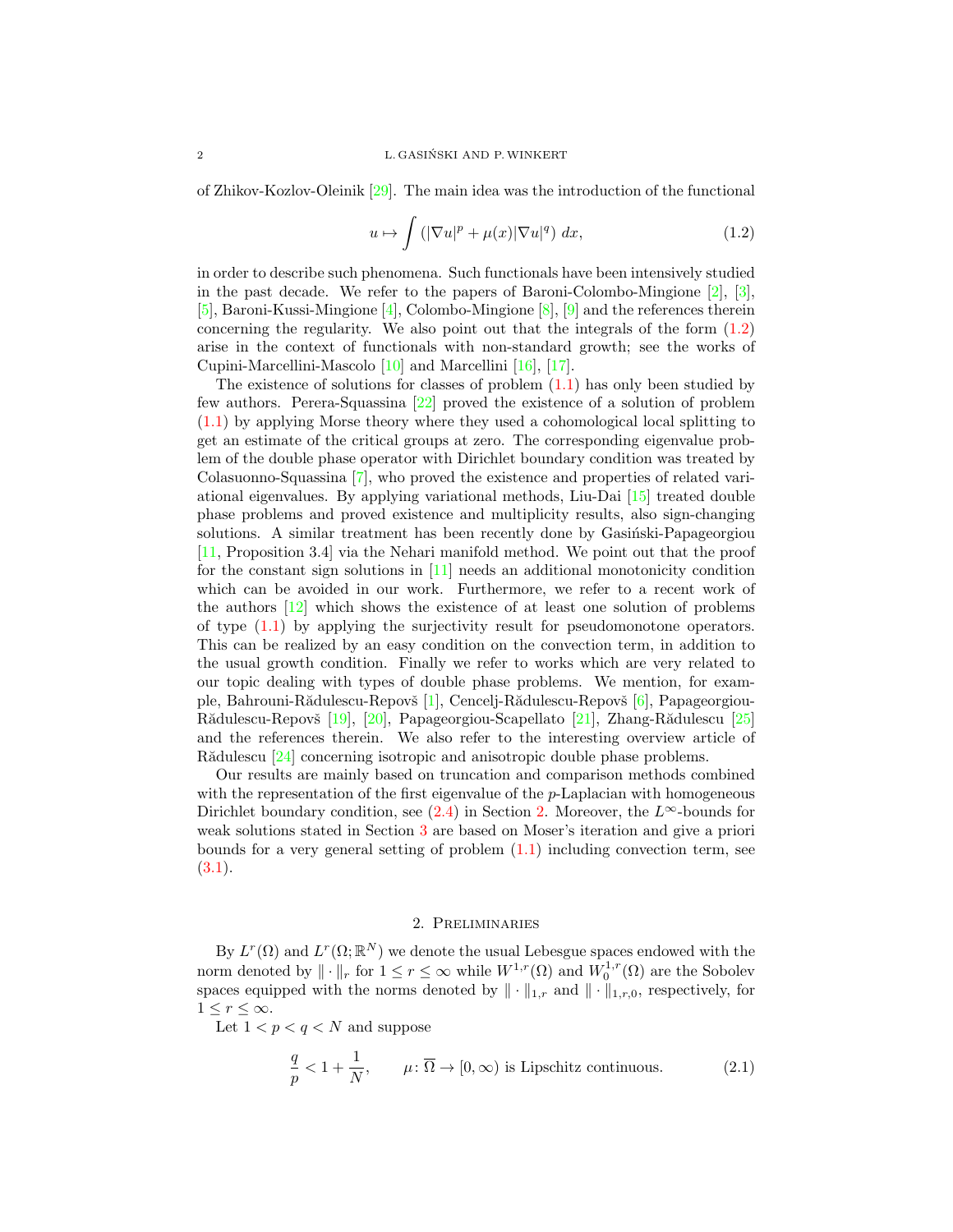of Zhikov-Kozlov-Oleinik [29]. The main idea was the introduction of the functional

$$u \mapsto \int \left(|\nabla u|^p + \mu(x)|\nabla u|^q\right)\,dx, \tag{1.2}$$

in order to describe such phenomena. Such functionals have been intensively studied in the past decade. We refer to the papers of Baroni-Colombo-Mingione [2], [3], [5], Baroni-Kussi-Mingione [4], Colombo-Mingione [8], [9] and the references therein concerning the regularity. We also point out that the integrals of the form (1.2) arise in the context of functionals with non-standard growth; see the works of Cupini-Marcellini-Mascolo [10] and Marcellini [16], [17].

The existence of solutions for classes of problem (1.1) has only been studied by few authors. Perera-Squassina [22] proved the existence of a solution of problem (1.1) by applying Morse theory where they used a cohomological local splitting to get an estimate of the critical groups at zero. The corresponding eigenvalue problem of the double phase operator with Dirichlet boundary condition was treated by Colasuonno-Squassina [7], who proved the existence and properties of related variational eigenvalues. By applying variational methods, Liu-Dai [15] treated double phase problems and proved existence and multiplicity results, also sign-changing solutions. A similar treatment has been recently done by Gasiński-Papageorgiou [11, Proposition 3.4] via the Nehari manifold method. We point out that the proof for the constant sign solutions in [11] needs an additional monotonicity condition which can be avoided in our work. Furthermore, we refer to a recent work of the authors [12] which shows the existence of at least one solution of problems of type (1.1) by applying the surjectivity result for pseudomonotone operators. This can be realized by an easy condition on the convection term, in addition to the usual growth condition. Finally we refer to works which are very related to our topic dealing with types of double phase problems. We mention, for example, Bahrouni-Rădulescu-Repovš [1], Cencelj-Rădulescu-Repovš [6], Papageorgiou-Rădulescu-Repovš [19], [20], Papageorgiou-Scapellato [21], Zhang-Rădulescu [25] and the references therein. We also refer to the interesting overview article of Rădulescu [24] concerning isotropic and anisotropic double phase problems.

Our results are mainly based on truncation and comparison methods combined with the representation of the first eigenvalue of the $p$-Laplacian with homogeneous Dirichlet boundary condition, see (2.4) in Section 2. Moreover, the $L^\infty$-bounds for weak solutions stated in Section 3 are based on Moser's iteration and give a priori bounds for a very general setting of problem (1.1) including convection term, see (3.1).

## 2. Preliminaries

By $L^r(\Omega)$ and $L^r(\Omega;\mathbb{R}^N)$ we denote the usual Lebesgue spaces endowed with the norm denoted by $\|\cdot\|_r$ for $1 \le r \le \infty$ while $W^{1,r}(\Omega)$ and $W_0^{1,r}(\Omega)$ are the Sobolev spaces equipped with the norms denoted by $\|\cdot\|_{1,r}$ and $\|\cdot\|_{1,r,0}$, respectively, for $1 \le r \le \infty$.

Let $1 < p < q < N$ and suppose

$$\frac{q}{p} < 1 + \frac{1}{N}, \qquad \mu\colon \overline{\Omega} \to [0,\infty) \text{ is Lipschitz continuous.} \tag{2.1}$$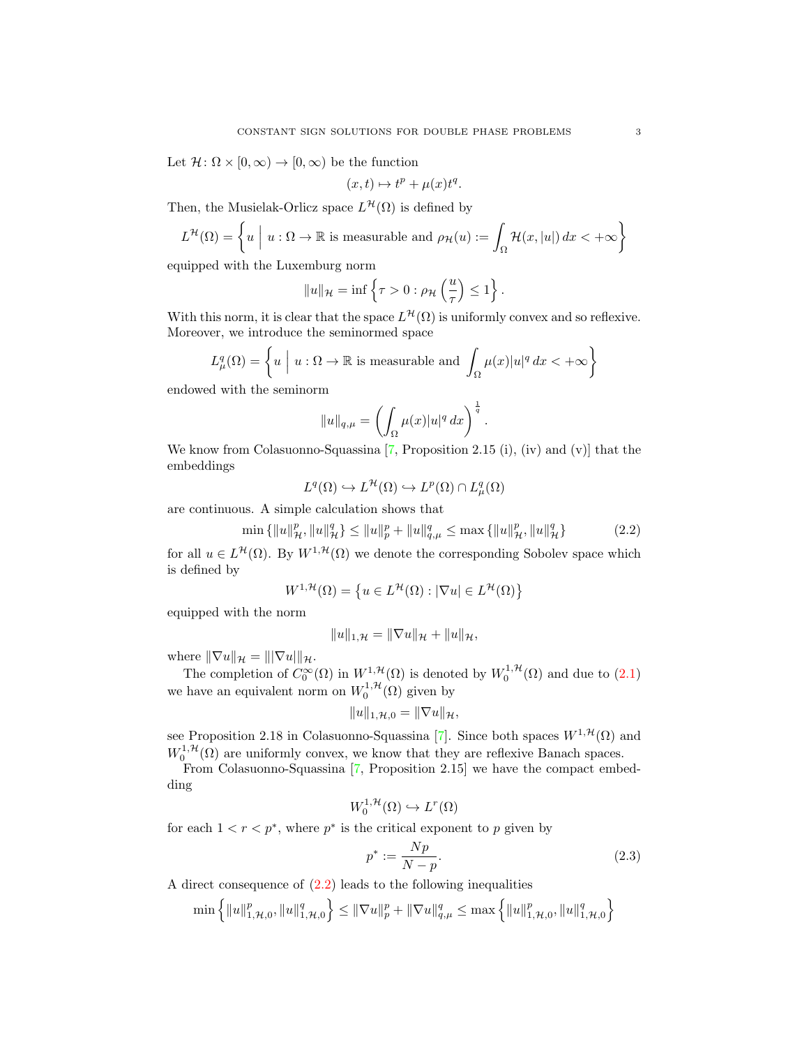Let $\mathcal{H}\colon \Omega \times [0,\infty) \to [0,\infty)$ be the function

$$(x,t) \mapsto t^p + \mu(x)t^q.$$

Then, the Musielak-Orlicz space $L^{\mathcal{H}}(\Omega)$ is defined by

$$L^{\mathcal{H}}(\Omega) = \left\{ u \;\Big|\; u : \Omega \to \mathbb{R} \text{ is measurable and } \rho_{\mathcal{H}}(u) := \int_\Omega \mathcal{H}(x,|u|)\,dx < +\infty \right\}$$

equipped with the Luxemburg norm

$$\|u\|_{\mathcal{H}} = \inf \left\{ \tau > 0 : \rho_{\mathcal{H}}\left(\frac{u}{\tau}\right) \leq 1 \right\}.$$

With this norm, it is clear that the space $L^{\mathcal{H}}(\Omega)$ is uniformly convex and so reflexive. Moreover, we introduce the seminormed space

$$L^q_\mu(\Omega) = \left\{ u \;\Big|\; u : \Omega \to \mathbb{R} \text{ is measurable and } \int_\Omega \mu(x)|u|^q\,dx < +\infty \right\}$$

endowed with the seminorm

$$\|u\|_{q,\mu} = \left( \int_\Omega \mu(x)|u|^q\,dx \right)^{\frac{1}{q}}.$$

We know from Colasuonno-Squassina [7, Proposition 2.15 (i), (iv) and (v)] that the embeddings

$$L^q(\Omega) \hookrightarrow L^{\mathcal{H}}(\Omega) \hookrightarrow L^p(\Omega) \cap L^q_\mu(\Omega)$$

are continuous. A simple calculation shows that

$$\min\left\{\|u\|^p_{\mathcal{H}}, \|u\|^q_{\mathcal{H}}\right\} \leq \|u\|^p_p + \|u\|^q_{q,\mu} \leq \max\left\{\|u\|^p_{\mathcal{H}}, \|u\|^q_{\mathcal{H}}\right\} \tag{2.2}$$

for all $u \in L^{\mathcal{H}}(\Omega)$. By $W^{1,\mathcal{H}}(\Omega)$ we denote the corresponding Sobolev space which is defined by

$$W^{1,\mathcal{H}}(\Omega) = \left\{ u \in L^{\mathcal{H}}(\Omega) : |\nabla u| \in L^{\mathcal{H}}(\Omega) \right\}$$

equipped with the norm

$$\|u\|_{1,\mathcal{H}} = \|\nabla u\|_{\mathcal{H}} + \|u\|_{\mathcal{H}},$$

where $\|\nabla u\|_{\mathcal{H}} = \||\nabla u|\|_{\mathcal{H}}$.

The completion of $C^\infty_0(\Omega)$ in $W^{1,\mathcal{H}}(\Omega)$ is denoted by $W^{1,\mathcal{H}}_0(\Omega)$ and due to (2.1) we have an equivalent norm on $W^{1,\mathcal{H}}_0(\Omega)$ given by

$$\|u\|_{1,\mathcal{H},0} = \|\nabla u\|_{\mathcal{H}},$$

see Proposition 2.18 in Colasuonno-Squassina [7]. Since both spaces $W^{1,\mathcal{H}}(\Omega)$ and $W^{1,\mathcal{H}}_0(\Omega)$ are uniformly convex, we know that they are reflexive Banach spaces.

From Colasuonno-Squassina [7, Proposition 2.15] we have the compact embedding

$$W^{1,\mathcal{H}}_0(\Omega) \hookrightarrow L^r(\Omega)$$

for each $1 < r < p^*$, where $p^*$ is the critical exponent to $p$ given by

$$p^* := \frac{Np}{N-p}. \tag{2.3}$$

A direct consequence of (2.2) leads to the following inequalities

$$\min\left\{\|u\|^p_{1,\mathcal{H},0}, \|u\|^q_{1,\mathcal{H},0}\right\} \leq \|\nabla u\|^p_p + \|\nabla u\|^q_{q,\mu} \leq \max\left\{\|u\|^p_{1,\mathcal{H},0}, \|u\|^q_{1,\mathcal{H},0}\right\}$$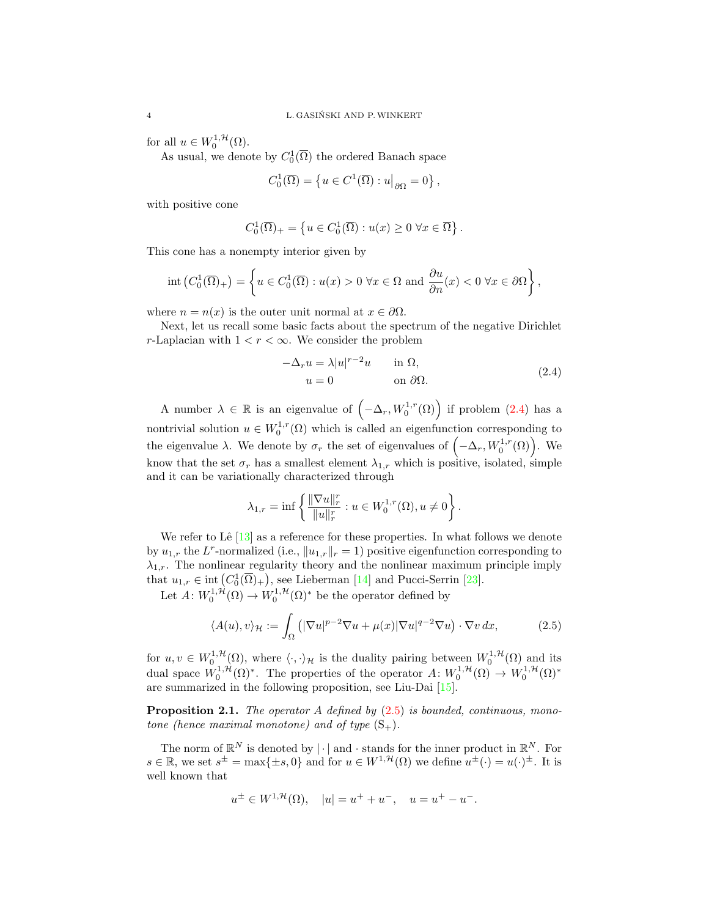for all $u \in W_0^{1,\mathcal{H}}(\Omega)$.

As usual, we denote by $C_0^1(\overline{\Omega})$ the ordered Banach space

$$C_0^1(\overline{\Omega}) = \left\{ u \in C^1(\overline{\Omega}) : u\big|_{\partial\Omega} = 0 \right\},$$

with positive cone

$$C_0^1(\overline{\Omega})_+ = \left\{ u \in C_0^1(\overline{\Omega}) : u(x) \geq 0 \ \forall x \in \overline{\Omega} \right\}.$$

This cone has a nonempty interior given by

$$\operatorname{int}\left(C_0^1(\overline{\Omega})_+\right) = \left\{ u \in C_0^1(\overline{\Omega}) : u(x) > 0 \ \forall x \in \Omega \text{ and } \frac{\partial u}{\partial n}(x) < 0 \ \forall x \in \partial\Omega \right\},$$

where $n = n(x)$ is the outer unit normal at $x \in \partial\Omega$.

Next, let us recall some basic facts about the spectrum of the negative Dirichlet $r$-Laplacian with $1 < r < \infty$. We consider the problem

$$\begin{aligned} -\Delta_r u &= \lambda |u|^{r-2} u \qquad && \text{in } \Omega, \\ u &= 0 && \text{on } \partial\Omega. \end{aligned} \tag{2.4}$$

A number $\lambda \in \mathbb{R}$ is an eigenvalue of $\left(-\Delta_r, W_0^{1,r}(\Omega)\right)$ if problem (2.4) has a nontrivial solution $u \in W_0^{1,r}(\Omega)$ which is called an eigenfunction corresponding to the eigenvalue $\lambda$. We denote by $\sigma_r$ the set of eigenvalues of $\left(-\Delta_r, W_0^{1,r}(\Omega)\right)$. We know that the set $\sigma_r$ has a smallest element $\lambda_{1,r}$ which is positive, isolated, simple and it can be variationally characterized through

$$\lambda_{1,r} = \inf \left\{ \frac{\|\nabla u\|_r^r}{\|u\|_r^r} : u \in W_0^{1,r}(\Omega), u \neq 0 \right\}.$$

We refer to Lê [13] as a reference for these properties. In what follows we denote by $u_{1,r}$ the $L^r$-normalized (i.e., $\|u_{1,r}\|_r = 1$) positive eigenfunction corresponding to $\lambda_{1,r}$. The nonlinear regularity theory and the nonlinear maximum principle imply that $u_{1,r} \in \operatorname{int}\left(C_0^1(\overline{\Omega})_+\right)$, see Lieberman [14] and Pucci-Serrin [23].

Let $A\colon W_0^{1,\mathcal{H}}(\Omega) \to W_0^{1,\mathcal{H}}(\Omega)^*$ be the operator defined by

$$\langle A(u), v \rangle_{\mathcal{H}} := \int_\Omega \left( |\nabla u|^{p-2} \nabla u + \mu(x) |\nabla u|^{q-2} \nabla u \right) \cdot \nabla v \, dx, \tag{2.5}$$

for $u, v \in W_0^{1,\mathcal{H}}(\Omega)$, where $\langle \cdot, \cdot \rangle_{\mathcal{H}}$ is the duality pairing between $W_0^{1,\mathcal{H}}(\Omega)$ and its dual space $W_0^{1,\mathcal{H}}(\Omega)^*$. The properties of the operator $A\colon W_0^{1,\mathcal{H}}(\Omega) \to W_0^{1,\mathcal{H}}(\Omega)^*$ are summarized in the following proposition, see Liu-Dai [15].

**Proposition 2.1.** *The operator $A$ defined by (2.5) is bounded, continuous, monotone (hence maximal monotone) and of type $(\mathrm{S}_+)$.*

The norm of $\mathbb{R}^N$ is denoted by $|\cdot|$ and $\cdot$ stands for the inner product in $\mathbb{R}^N$. For $s \in \mathbb{R}$, we set $s^\pm = \max\{\pm s, 0\}$ and for $u \in W^{1,\mathcal{H}}(\Omega)$ we define $u^\pm(\cdot) = u(\cdot)^\pm$. It is well known that

$$u^\pm \in W^{1,\mathcal{H}}(\Omega), \quad |u| = u^+ + u^-, \quad u = u^+ - u^-.$$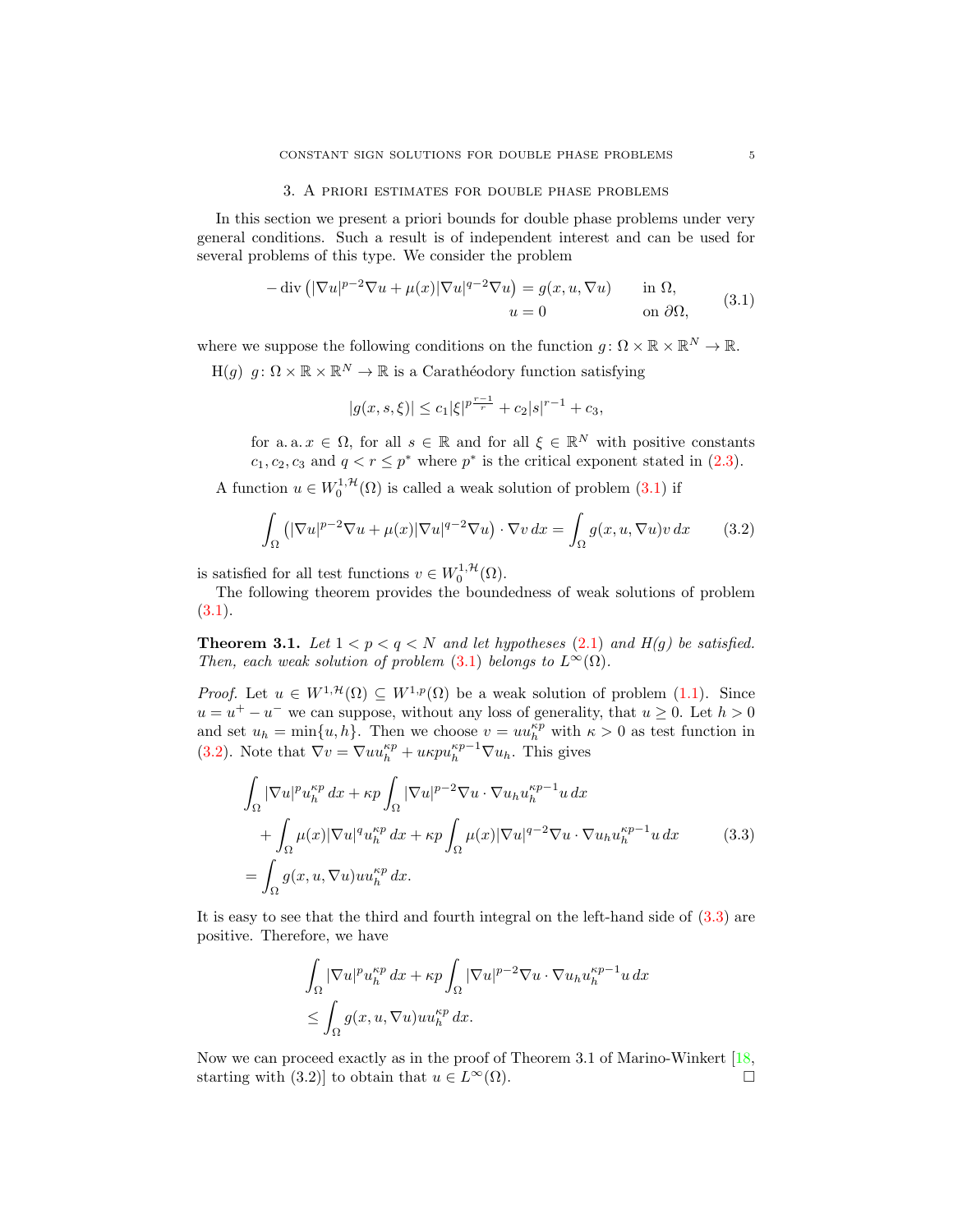## 3. A priori estimates for double phase problems

In this section we present a priori bounds for double phase problems under very general conditions. Such a result is of independent interest and can be used for several problems of this type. We consider the problem

$$
\begin{aligned}
-\operatorname{div}\left(|\nabla u|^{p-2}\nabla u+\mu(x)|\nabla u|^{q-2}\nabla u\right)&=g(x,u,\nabla u) \qquad &&\text{in } \Omega,\\
u&=0 &&\text{on } \partial\Omega,
\end{aligned}
\tag{3.1}
$$

where we suppose the following conditions on the function $g\colon \Omega\times\mathbb{R}\times\mathbb{R}^N\to\mathbb{R}$.

H(g) $g\colon \Omega\times\mathbb{R}\times\mathbb{R}^N\to\mathbb{R}$ is a Carathéodory function satisfying

$$
|g(x,s,\xi)|\leq c_1|\xi|^{p\frac{r-1}{r}}+c_2|s|^{r-1}+c_3,
$$

for a. a. $x\in\Omega$, for all $s\in\mathbb{R}$ and for all $\xi\in\mathbb{R}^N$ with positive constants $c_1,c_2,c_3$ and $q<r\leq p^*$ where $p^*$ is the critical exponent stated in (2.3).

A function $u\in W_0^{1,\mathcal{H}}(\Omega)$ is called a weak solution of problem (3.1) if

$$
\int_\Omega \left(|\nabla u|^{p-2}\nabla u+\mu(x)|\nabla u|^{q-2}\nabla u\right)\cdot\nabla v\,dx=\int_\Omega g(x,u,\nabla u)v\,dx
\tag{3.2}
$$

is satisfied for all test functions $v\in W_0^{1,\mathcal{H}}(\Omega)$.

The following theorem provides the boundedness of weak solutions of problem (3.1).

**Theorem 3.1.** *Let $1<p<q<N$ and let hypotheses (2.1) and H(g) be satisfied. Then, each weak solution of problem (3.1) belongs to $L^\infty(\Omega)$.*

*Proof.* Let $u\in W^{1,\mathcal{H}}(\Omega)\subseteq W^{1,p}(\Omega)$ be a weak solution of problem (1.1). Since $u=u^+-u^-$ we can suppose, without any loss of generality, that $u\geq 0$. Let $h>0$ and set $u_h=\min\{u,h\}$. Then we choose $v=uu_h^{\kappa p}$ with $\kappa>0$ as test function in (3.2). Note that $\nabla v=\nabla u u_h^{\kappa p}+u\kappa p u_h^{\kappa p-1}\nabla u_h$. This gives

$$
\begin{aligned}
&\int_\Omega |\nabla u|^p u_h^{\kappa p}\,dx+\kappa p\int_\Omega |\nabla u|^{p-2}\nabla u\cdot\nabla u_h u_h^{\kappa p-1}u\,dx\\
&\quad+\int_\Omega \mu(x)|\nabla u|^q u_h^{\kappa p}\,dx+\kappa p\int_\Omega \mu(x)|\nabla u|^{q-2}\nabla u\cdot\nabla u_h u_h^{\kappa p-1}u\,dx\\
&=\int_\Omega g(x,u,\nabla u)uu_h^{\kappa p}\,dx.
\end{aligned}
\tag{3.3}
$$

It is easy to see that the third and fourth integral on the left-hand side of (3.3) are positive. Therefore, we have

$$
\begin{aligned}
&\int_\Omega |\nabla u|^p u_h^{\kappa p}\,dx+\kappa p\int_\Omega |\nabla u|^{p-2}\nabla u\cdot\nabla u_h u_h^{\kappa p-1}u\,dx\\
&\leq \int_\Omega g(x,u,\nabla u)uu_h^{\kappa p}\,dx.
\end{aligned}
$$

Now we can proceed exactly as in the proof of Theorem 3.1 of Marino-Winkert [18, starting with (3.2)] to obtain that $u\in L^\infty(\Omega)$. ◻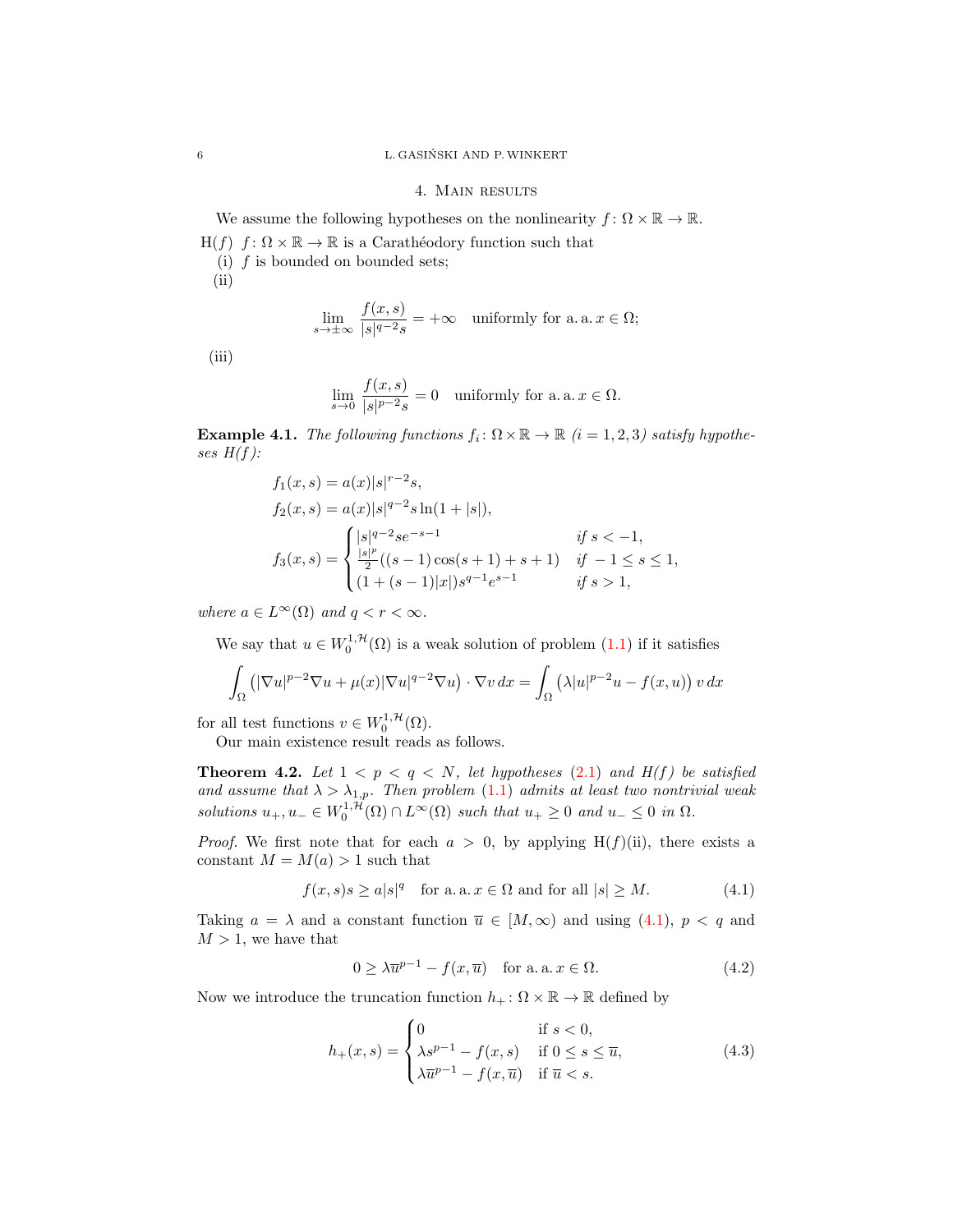## 4. Main results

We assume the following hypotheses on the nonlinearity $f\colon \Omega \times \mathbb{R} \to \mathbb{R}$.

H($f$) $f\colon \Omega \times \mathbb{R} \to \mathbb{R}$ is a Carathéodory function such that

(i) $f$ is bounded on bounded sets;

(ii)
$$\lim_{s \to \pm\infty} \frac{f(x,s)}{|s|^{q-2}s} = +\infty \quad \text{uniformly for a. a. } x \in \Omega;$$

(iii)
$$\lim_{s \to 0} \frac{f(x,s)}{|s|^{p-2}s} = 0 \quad \text{uniformly for a. a. } x \in \Omega.$$

**Example 4.1.** *The following functions $f_i\colon \Omega \times \mathbb{R} \to \mathbb{R}$ ($i = 1,2,3$) satisfy hypotheses H($f$):*

$$\begin{aligned}
f_1(x,s) &= a(x)|s|^{r-2}s,\\
f_2(x,s) &= a(x)|s|^{q-2}s\ln(1+|s|),\\
f_3(x,s) &= \begin{cases} |s|^{q-2}se^{-s-1} & \text{if } s < -1,\\ \frac{|s|^p}{2}((s-1)\cos(s+1)+s+1) & \text{if } -1 \le s \le 1,\\ (1+(s-1)|x|)s^{q-1}e^{s-1} & \text{if } s > 1, \end{cases}
\end{aligned}$$

*where $a \in L^\infty(\Omega)$ and $q < r < \infty$.*

We say that $u \in W_0^{1,\mathcal{H}}(\Omega)$ is a weak solution of problem (1.1) if it satisfies

$$\int_\Omega \left(|\nabla u|^{p-2}\nabla u + \mu(x)|\nabla u|^{q-2}\nabla u\right)\cdot \nabla v \,dx = \int_\Omega \left(\lambda|u|^{p-2}u - f(x,u)\right) v \,dx$$

for all test functions $v \in W_0^{1,\mathcal{H}}(\Omega)$.

Our main existence result reads as follows.

**Theorem 4.2.** *Let $1 < p < q < N$, let hypotheses (2.1) and H($f$) be satisfied and assume that $\lambda > \lambda_{1,p}$. Then problem (1.1) admits at least two nontrivial weak solutions $u_+, u_- \in W_0^{1,\mathcal{H}}(\Omega) \cap L^\infty(\Omega)$ such that $u_+ \ge 0$ and $u_- \le 0$ in $\Omega$.*

*Proof.* We first note that for each $a > 0$, by applying H($f$)(ii), there exists a constant $M = M(a) > 1$ such that

$$f(x,s)s \ge a|s|^q \quad \text{for a. a. } x \in \Omega \text{ and for all } |s| \ge M. \tag{4.1}$$

Taking $a = \lambda$ and a constant function $\overline{u} \in [M,\infty)$ and using (4.1), $p < q$ and $M > 1$, we have that

$$0 \ge \lambda\overline{u}^{p-1} - f(x,\overline{u}) \quad \text{for a. a. } x \in \Omega. \tag{4.2}$$

Now we introduce the truncation function $h_+\colon \Omega \times \mathbb{R} \to \mathbb{R}$ defined by

$$h_+(x,s) = \begin{cases} 0 & \text{if } s < 0,\\ \lambda s^{p-1} - f(x,s) & \text{if } 0 \le s \le \overline{u},\\ \lambda\overline{u}^{p-1} - f(x,\overline{u}) & \text{if } \overline{u} < s. \end{cases} \tag{4.3}$$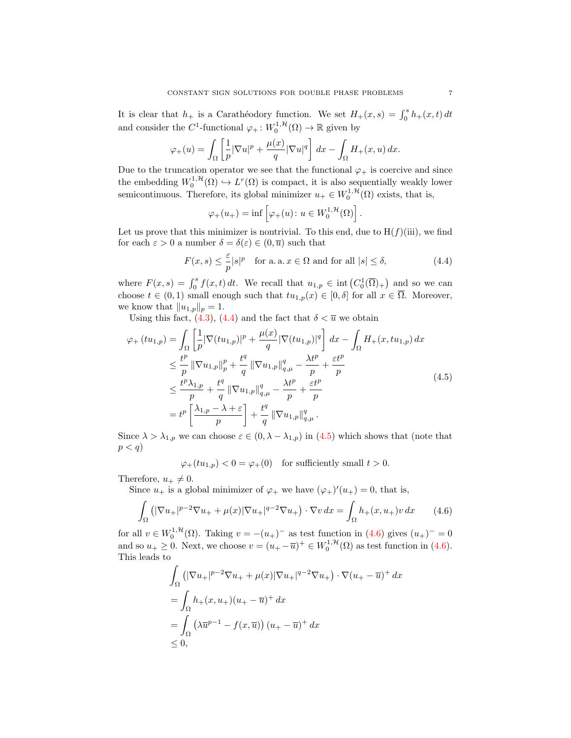It is clear that $h_+$ is a Carathéodory function. We set $H_+(x,s) = \int_0^s h_+(x,t)\,dt$ and consider the $C^1$-functional $\varphi_+ \colon W_0^{1,\mathcal{H}}(\Omega) \to \mathbb{R}$ given by

$$\varphi_+(u) = \int_\Omega \left[\frac{1}{p}|\nabla u|^p + \frac{\mu(x)}{q}|\nabla u|^q\right] dx - \int_\Omega H_+(x,u)\,dx.$$

Due to the truncation operator we see that the functional $\varphi_+$ is coercive and since the embedding $W_0^{1,\mathcal{H}}(\Omega) \hookrightarrow L^r(\Omega)$ is compact, it is also sequentially weakly lower semicontinuous. Therefore, its global minimizer $u_+ \in W_0^{1,\mathcal{H}}(\Omega)$ exists, that is,

$$\varphi_+(u_+) = \inf\left[\varphi_+(u) \colon u \in W_0^{1,\mathcal{H}}(\Omega)\right].$$

Let us prove that this minimizer is nontrivial. To this end, due to H$(f)$(iii), we find for each $\varepsilon > 0$ a number $\delta = \delta(\varepsilon) \in (0, \overline{u})$ such that

$$F(x,s) \leq \frac{\varepsilon}{p}|s|^p \quad \text{for a. a. } x \in \Omega \text{ and for all } |s| \leq \delta, \tag{4.4}$$

where $F(x,s) = \int_0^s f(x,t)\,dt$. We recall that $u_{1,p} \in \operatorname{int}\left(C_0^1(\overline{\Omega})_+\right)$ and so we can choose $t \in (0,1)$ small enough such that $tu_{1,p}(x) \in [0,\delta]$ for all $x \in \overline{\Omega}$. Moreover, we know that $\|u_{1,p}\|_p = 1$.

Using this fact, (4.3), (4.4) and the fact that $\delta < \overline{u}$ we obtain

$$\begin{aligned}
\varphi_+(tu_{1,p}) &= \int_\Omega \left[\frac{1}{p}|\nabla(tu_{1,p})|^p + \frac{\mu(x)}{q}|\nabla(tu_{1,p})|^q\right] dx - \int_\Omega H_+(x,tu_{1,p})\,dx \\
&\leq \frac{t^p}{p}\|\nabla u_{1,p}\|_p^p + \frac{t^q}{q}\|\nabla u_{1,p}\|_{q,\mu}^q - \frac{\lambda t^p}{p} + \frac{\varepsilon t^p}{p} \\
&\leq \frac{t^p \lambda_{1,p}}{p} + \frac{t^q}{q}\|\nabla u_{1,p}\|_{q,\mu}^q - \frac{\lambda t^p}{p} + \frac{\varepsilon t^p}{p} \\
&= t^p\left[\frac{\lambda_{1,p} - \lambda + \varepsilon}{p}\right] + \frac{t^q}{q}\|\nabla u_{1,p}\|_{q,\mu}^q.
\end{aligned} \tag{4.5}$$

Since $\lambda > \lambda_{1,p}$ we can choose $\varepsilon \in (0, \lambda - \lambda_{1,p})$ in (4.5) which shows that (note that $p < q$)

$$\varphi_+(tu_{1,p}) < 0 = \varphi_+(0) \quad \text{for sufficiently small } t > 0.$$

Therefore, $u_+ \neq 0$.

Since $u_+$ is a global minimizer of $\varphi_+$ we have $(\varphi_+)'(u_+) = 0$, that is,

$$\int_\Omega \left(|\nabla u_+|^{p-2}\nabla u_+ + \mu(x)|\nabla u_+|^{q-2}\nabla u_+\right) \cdot \nabla v\,dx = \int_\Omega h_+(x,u_+)v\,dx \tag{4.6}$$

for all $v \in W_0^{1,\mathcal{H}}(\Omega)$. Taking $v = -(u_+)^-$ as test function in (4.6) gives $(u_+)^- = 0$ and so $u_+ \geq 0$. Next, we choose $v = (u_+ - \overline{u})^+ \in W_0^{1,\mathcal{H}}(\Omega)$ as test function in (4.6). This leads to

$$\begin{aligned}
&\int_\Omega \left(|\nabla u_+|^{p-2}\nabla u_+ + \mu(x)|\nabla u_+|^{q-2}\nabla u_+\right) \cdot \nabla (u_+ - \overline{u})^+\,dx \\
&= \int_\Omega h_+(x,u_+)(u_+ - \overline{u})^+\,dx \\
&= \int_\Omega \left(\lambda \overline{u}^{p-1} - f(x,\overline{u})\right)(u_+ - \overline{u})^+\,dx \\
&\leq 0,
\end{aligned}$$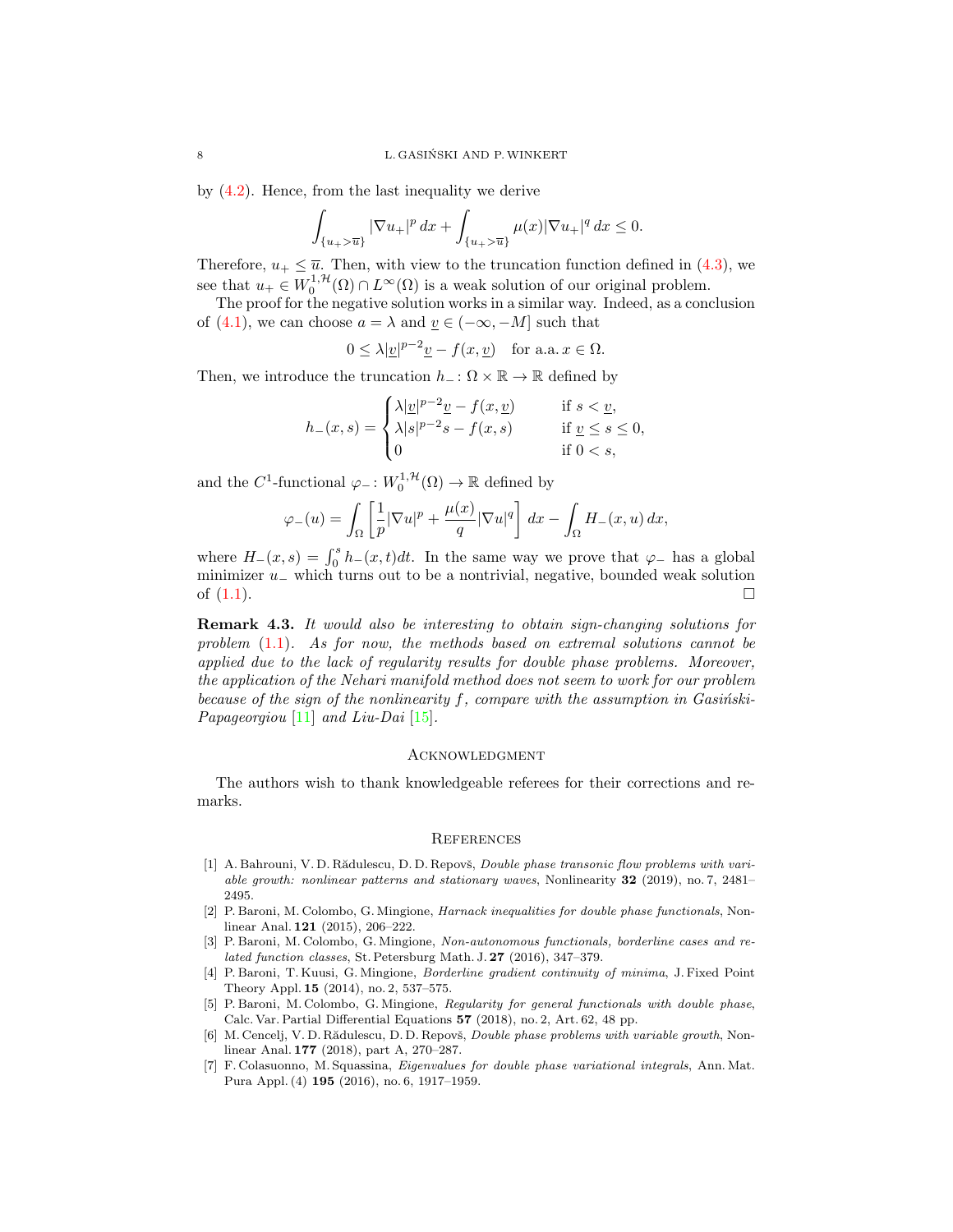by (4.2). Hence, from the last inequality we derive

$$\int_{\{u_+>\overline{u}\}} |\nabla u_+|^p \, dx + \int_{\{u_+>\overline{u}\}} \mu(x)|\nabla u_+|^q \, dx \leq 0.$$

Therefore, $u_+ \leq \overline{u}$. Then, with view to the truncation function defined in (4.3), we see that $u_+ \in W_0^{1,\mathcal{H}}(\Omega) \cap L^\infty(\Omega)$ is a weak solution of our original problem.

The proof for the negative solution works in a similar way. Indeed, as a conclusion of (4.1), we can choose $a=\lambda$ and $\underline{v} \in (-\infty, -M]$ such that

$$0 \leq \lambda |\underline{v}|^{p-2}\underline{v} - f(x,\underline{v}) \quad \text{for a.a. } x \in \Omega.$$

Then, we introduce the truncation $h_-\colon \Omega \times \mathbb{R} \to \mathbb{R}$ defined by

$$h_-(x,s) = \begin{cases} \lambda|\underline{v}|^{p-2}\underline{v} - f(x,\underline{v}) & \text{if } s < \underline{v},\\ \lambda|s|^{p-2}s - f(x,s) & \text{if } \underline{v} \leq s \leq 0,\\ 0 & \text{if } 0 < s, \end{cases}$$

and the $C^1$-functional $\varphi_-\colon W_0^{1,\mathcal{H}}(\Omega) \to \mathbb{R}$ defined by

$$\varphi_-(u) = \int_\Omega \left[\frac{1}{p}|\nabla u|^p + \frac{\mu(x)}{q}|\nabla u|^q\right] dx - \int_\Omega H_-(x,u)\, dx,$$

where $H_-(x,s) = \int_0^s h_-(x,t)dt$. In the same way we prove that $\varphi_-$ has a global minimizer $u_-$ which turns out to be a nontrivial, negative, bounded weak solution of (1.1). $\square$

**Remark 4.3.** *It would also be interesting to obtain sign-changing solutions for problem* (1.1). *As for now, the methods based on extremal solutions cannot be applied due to the lack of regularity results for double phase problems. Moreover, the application of the Nehari manifold method does not seem to work for our problem because of the sign of the nonlinearity $f$, compare with the assumption in Gasiński-Papageorgiou* [11] *and Liu-Dai* [15].

## Acknowledgment

The authors wish to thank knowledgeable referees for their corrections and remarks.

## References

[1] A. Bahrouni, V. D. Rădulescu, D. D. Repovš, *Double phase transonic flow problems with variable growth: nonlinear patterns and stationary waves*, Nonlinearity **32** (2019), no. 7, 2481–2495.

[2] P. Baroni, M. Colombo, G. Mingione, *Harnack inequalities for double phase functionals*, Nonlinear Anal. **121** (2015), 206–222.

[3] P. Baroni, M. Colombo, G. Mingione, *Non-autonomous functionals, borderline cases and related function classes*, St. Petersburg Math. J. **27** (2016), 347–379.

[4] P. Baroni, T. Kuusi, G. Mingione, *Borderline gradient continuity of minima*, J. Fixed Point Theory Appl. **15** (2014), no. 2, 537–575.

[5] P. Baroni, M. Colombo, G. Mingione, *Regularity for general functionals with double phase*, Calc. Var. Partial Differential Equations **57** (2018), no. 2, Art. 62, 48 pp.

[6] M. Cencelj, V. D. Rădulescu, D. D. Repovš, *Double phase problems with variable growth*, Nonlinear Anal. **177** (2018), part A, 270–287.

[7] F. Colasuonno, M. Squassina, *Eigenvalues for double phase variational integrals*, Ann. Mat. Pura Appl. (4) **195** (2016), no. 6, 1917–1959.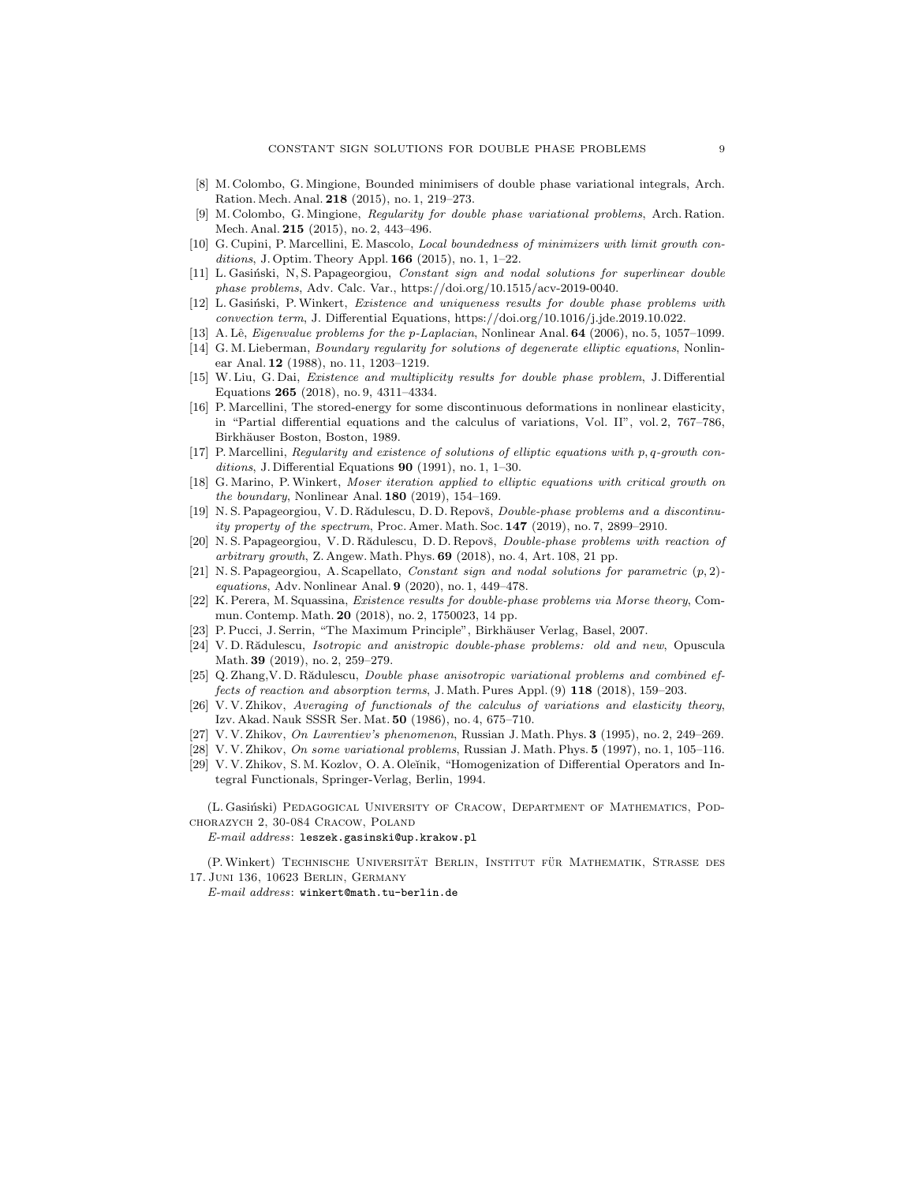- [8] M. Colombo, G. Mingione, Bounded minimisers of double phase variational integrals, Arch. Ration. Mech. Anal. **218** (2015), no. 1, 219–273.
- [9] M. Colombo, G. Mingione, *Regularity for double phase variational problems*, Arch. Ration. Mech. Anal. **215** (2015), no. 2, 443–496.
- [10] G. Cupini, P. Marcellini, E. Mascolo, *Local boundedness of minimizers with limit growth conditions*, J. Optim. Theory Appl. **166** (2015), no. 1, 1–22.
- [11] L. Gasiński, N, S. Papageorgiou, *Constant sign and nodal solutions for superlinear double phase problems*, Adv. Calc. Var., https://doi.org/10.1515/acv-2019-0040.
- [12] L. Gasiński, P. Winkert, *Existence and uniqueness results for double phase problems with convection term*, J. Differential Equations, https://doi.org/10.1016/j.jde.2019.10.022.
- [13] A. Lê, *Eigenvalue problems for the p-Laplacian*, Nonlinear Anal. **64** (2006), no. 5, 1057–1099.
- [14] G. M. Lieberman, *Boundary regularity for solutions of degenerate elliptic equations*, Nonlinear Anal. **12** (1988), no. 11, 1203–1219.
- [15] W. Liu, G. Dai, *Existence and multiplicity results for double phase problem*, J. Differential Equations **265** (2018), no. 9, 4311–4334.
- [16] P. Marcellini, The stored-energy for some discontinuous deformations in nonlinear elasticity, in "Partial differential equations and the calculus of variations, Vol. II", vol. 2, 767–786, Birkhäuser Boston, Boston, 1989.
- [17] P. Marcellini, *Regularity and existence of solutions of elliptic equations with $p,q$-growth conditions*, J. Differential Equations **90** (1991), no. 1, 1–30.
- [18] G. Marino, P. Winkert, *Moser iteration applied to elliptic equations with critical growth on the boundary*, Nonlinear Anal. **180** (2019), 154–169.
- [19] N. S. Papageorgiou, V. D. Rădulescu, D. D. Repovš, *Double-phase problems and a discontinuity property of the spectrum*, Proc. Amer. Math. Soc. **147** (2019), no. 7, 2899–2910.
- [20] N. S. Papageorgiou, V. D. Rădulescu, D. D. Repovš, *Double-phase problems with reaction of arbitrary growth*, Z. Angew. Math. Phys. **69** (2018), no. 4, Art. 108, 21 pp.
- [21] N. S. Papageorgiou, A. Scapellato, *Constant sign and nodal solutions for parametric $(p,2)$-equations*, Adv. Nonlinear Anal. **9** (2020), no. 1, 449–478.
- [22] K. Perera, M. Squassina, *Existence results for double-phase problems via Morse theory*, Commun. Contemp. Math. **20** (2018), no. 2, 1750023, 14 pp.
- [23] P. Pucci, J. Serrin, "The Maximum Principle", Birkhäuser Verlag, Basel, 2007.
- [24] V. D. Rădulescu, *Isotropic and anistropic double-phase problems: old and new*, Opuscula Math. **39** (2019), no. 2, 259–279.
- [25] Q. Zhang, V. D. Rădulescu, *Double phase anisotropic variational problems and combined effects of reaction and absorption terms*, J. Math. Pures Appl. (9) **118** (2018), 159–203.
- [26] V. V. Zhikov, *Averaging of functionals of the calculus of variations and elasticity theory*, Izv. Akad. Nauk SSSR Ser. Mat. **50** (1986), no. 4, 675–710.
- [27] V. V. Zhikov, *On Lavrentiev's phenomenon*, Russian J. Math. Phys. **3** (1995), no. 2, 249–269.
- [28] V. V. Zhikov, *On some variational problems*, Russian J. Math. Phys. **5** (1997), no. 1, 105–116.
- [29] V. V. Zhikov, S. M. Kozlov, O. A. Oleĭnik, "Homogenization of Differential Operators and Integral Functionals, Springer-Verlag, Berlin, 1994.

(L. Gasiński) Pedagogical University of Cracow, Department of Mathematics, Podchorazych 2, 30-084 Cracow, Poland

*E-mail address*: leszek.gasinski@up.krakow.pl

(P. Winkert) Technische Universität Berlin, Institut für Mathematik, Strasse des 17. Juni 136, 10623 Berlin, Germany

*E-mail address*: winkert@math.tu-berlin.de